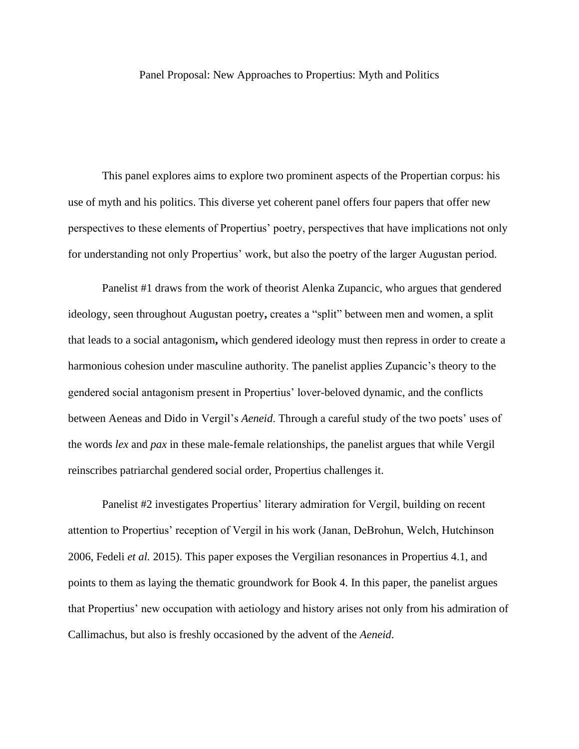# Panel Proposal: New Approaches to Propertius: Myth and Politics

This panel explores aims to explore two prominent aspects of the Propertian corpus: his use of myth and his politics. This diverse yet coherent panel offers four papers that offer new perspectives to these elements of Propertius' poetry, perspectives that have implications not only for understanding not only Propertius' work, but also the poetry of the larger Augustan period.

Panelist #1 draws from the work of theorist Alenka Zupancic, who argues that gendered ideology, seen throughout Augustan poetry**,** creates a "split" between men and women, a split that leads to a social antagonism**,** which gendered ideology must then repress in order to create a harmonious cohesion under masculine authority. The panelist applies Zupancic's theory to the gendered social antagonism present in Propertius' lover-beloved dynamic, and the conflicts between Aeneas and Dido in Vergil's *Aeneid*. Through a careful study of the two poets' uses of the words *lex* and *pax* in these male-female relationships, the panelist argues that while Vergil reinscribes patriarchal gendered social order, Propertius challenges it.

Panelist #2 investigates Propertius' literary admiration for Vergil, building on recent attention to Propertius' reception of Vergil in his work (Janan, DeBrohun, Welch, Hutchinson 2006, Fedeli *et al.* 2015). This paper exposes the Vergilian resonances in Propertius 4.1, and points to them as laying the thematic groundwork for Book 4. In this paper, the panelist argues that Propertius' new occupation with aetiology and history arises not only from his admiration of Callimachus, but also is freshly occasioned by the advent of the *Aeneid*.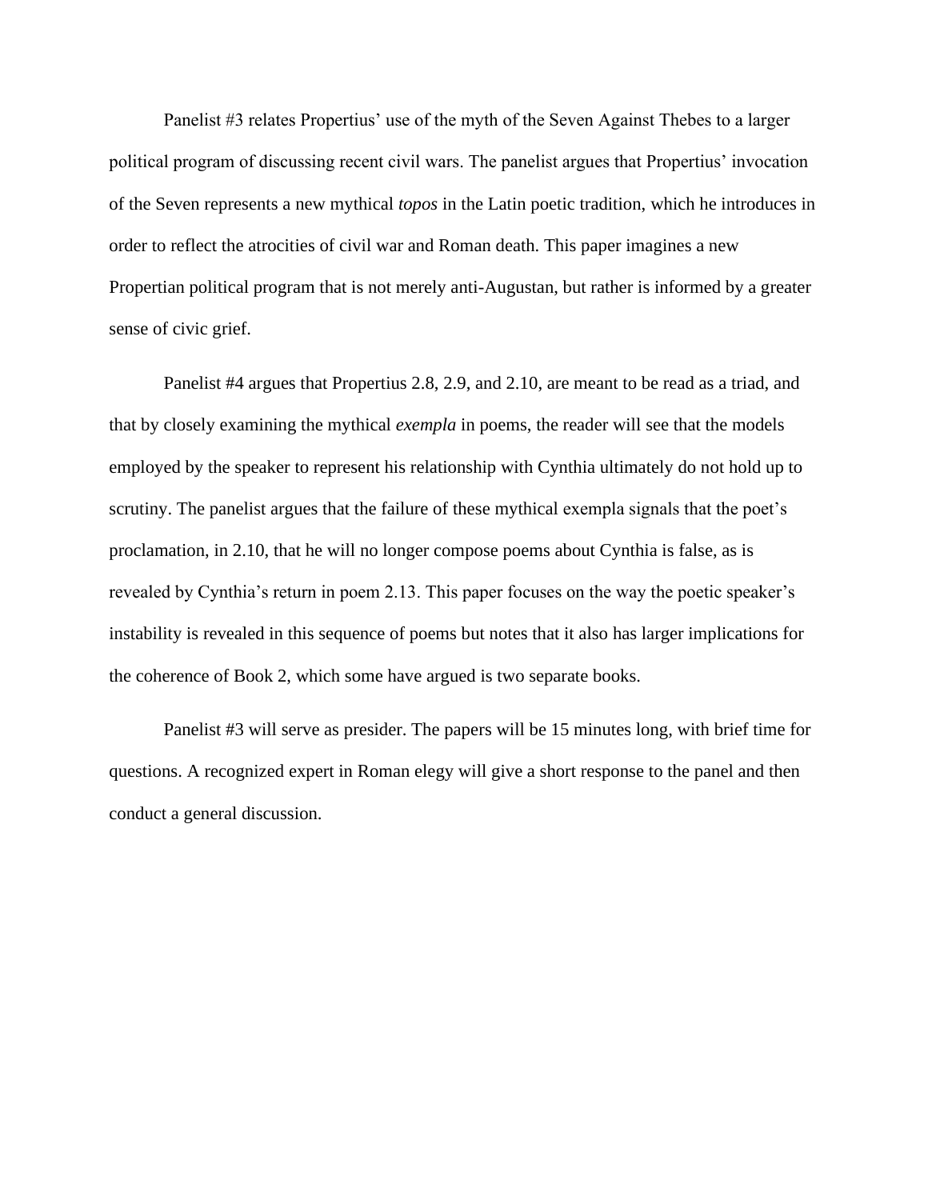Panelist #3 relates Propertius' use of the myth of the Seven Against Thebes to a larger political program of discussing recent civil wars. The panelist argues that Propertius' invocation of the Seven represents a new mythical *topos* in the Latin poetic tradition, which he introduces in order to reflect the atrocities of civil war and Roman death. This paper imagines a new Propertian political program that is not merely anti-Augustan, but rather is informed by a greater sense of civic grief.

Panelist #4 argues that Propertius 2.8, 2.9, and 2.10, are meant to be read as a triad, and that by closely examining the mythical *exempla* in poems, the reader will see that the models employed by the speaker to represent his relationship with Cynthia ultimately do not hold up to scrutiny. The panelist argues that the failure of these mythical exempla signals that the poet's proclamation, in 2.10, that he will no longer compose poems about Cynthia is false, as is revealed by Cynthia's return in poem 2.13. This paper focuses on the way the poetic speaker's instability is revealed in this sequence of poems but notes that it also has larger implications for the coherence of Book 2, which some have argued is two separate books.

Panelist #3 will serve as presider. The papers will be 15 minutes long, with brief time for questions. A recognized expert in Roman elegy will give a short response to the panel and then conduct a general discussion.